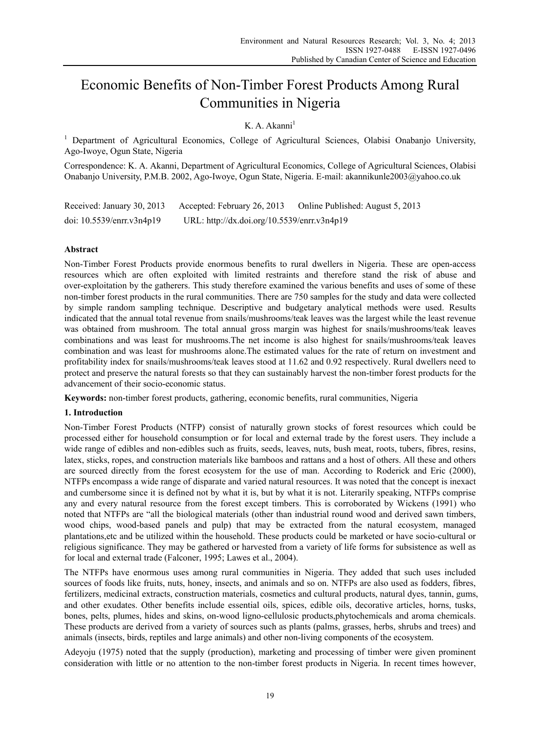# Economic Benefits of Non-Timber Forest Products Among Rural Communities in Nigeria

K. A. Akanni[1]

[1] Department of Agricultural Economics, College of Agricultural Sciences, Olabisi Onabanjo University, Ago-Iwoye, Ogun State, Nigeria

Correspondence: K. A. Akanni, Department of Agricultural Economics, College of Agricultural Sciences, Olabisi Onabanjo University, P.M.B. 2002, Ago-Iwoye, Ogun State, Nigeria. E-mail: akannikunle2003@yahoo.co.uk

Received: January 30, 2013   Accepted: February 26, 2013   Online Published: August 5, 2013

doi: 10.5539/enrr.v3n4p19   URL: http://dx.doi.org/10.5539/enrr.v3n4p19

## Abstract

Non-Timber Forest Products provide enormous benefits to rural dwellers in Nigeria. These are open-access resources which are often exploited with limited restraints and therefore stand the risk of abuse and over-exploitation by the gatherers. This study therefore examined the various benefits and uses of some of these non-timber forest products in the rural communities. There are 750 samples for the study and data were collected by simple random sampling technique. Descriptive and budgetary analytical methods were used. Results indicated that the annual total revenue from snails/mushrooms/teak leaves was the largest while the least revenue was obtained from mushroom. The total annual gross margin was highest for snails/mushrooms/teak leaves combinations and was least for mushrooms.The net income is also highest for snails/mushrooms/teak leaves combination and was least for mushrooms alone.The estimated values for the rate of return on investment and profitability index for snails/mushrooms/teak leaves stood at 11.62 and 0.92 respectively. Rural dwellers need to protect and preserve the natural forests so that they can sustainably harvest the non-timber forest products for the advancement of their socio-economic status.

**Keywords:** non-timber forest products, gathering, economic benefits, rural communities, Nigeria

## 1. Introduction

Non-Timber Forest Products (NTFP) consist of naturally grown stocks of forest resources which could be processed either for household consumption or for local and external trade by the forest users. They include a wide range of edibles and non-edibles such as fruits, seeds, leaves, nuts, bush meat, roots, tubers, fibres, resins, latex, sticks, ropes, and construction materials like bamboos and rattans and a host of others. All these and others are sourced directly from the forest ecosystem for the use of man. According to Roderick and Eric (2000), NTFPs encompass a wide range of disparate and varied natural resources. It was noted that the concept is inexact and cumbersome since it is defined not by what it is, but by what it is not. Literarily speaking, NTFPs comprise any and every natural resource from the forest except timbers. This is corroborated by Wickens (1991) who noted that NTFPs are "all the biological materials (other than industrial round wood and derived sawn timbers, wood chips, wood-based panels and pulp) that may be extracted from the natural ecosystem, managed plantations,etc and be utilized within the household. These products could be marketed or have socio-cultural or religious significance. They may be gathered or harvested from a variety of life forms for subsistence as well as for local and external trade (Falconer, 1995; Lawes et al., 2004).

The NTFPs have enormous uses among rural communities in Nigeria. They added that such uses included sources of foods like fruits, nuts, honey, insects, and animals and so on. NTFPs are also used as fodders, fibres, fertilizers, medicinal extracts, construction materials, cosmetics and cultural products, natural dyes, tannin, gums, and other exudates. Other benefits include essential oils, spices, edible oils, decorative articles, horns, tusks, bones, pelts, plumes, hides and skins, on-wood ligno-cellulosic products,phytochemicals and aroma chemicals. These products are derived from a variety of sources such as plants (palms, grasses, herbs, shrubs and trees) and animals (insects, birds, reptiles and large animals) and other non-living components of the ecosystem.

Adeyoju (1975) noted that the supply (production), marketing and processing of timber were given prominent consideration with little or no attention to the non-timber forest products in Nigeria. In recent times however,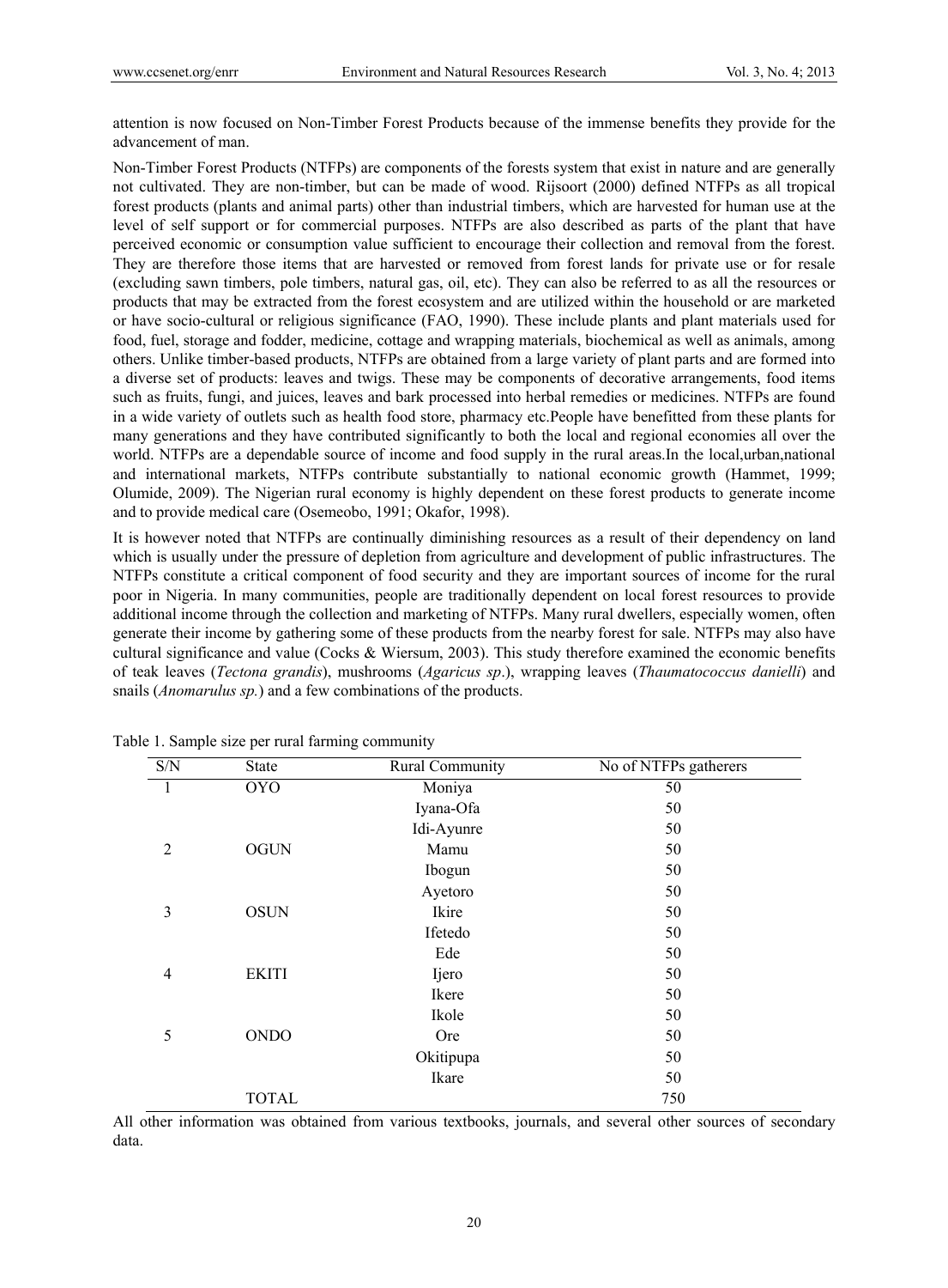attention is now focused on Non-Timber Forest Products because of the immense benefits they provide for the advancement of man.

Non-Timber Forest Products (NTFPs) are components of the forests system that exist in nature and are generally not cultivated. They are non-timber, but can be made of wood. Rijsoort (2000) defined NTFPs as all tropical forest products (plants and animal parts) other than industrial timbers, which are harvested for human use at the level of self support or for commercial purposes. NTFPs are also described as parts of the plant that have perceived economic or consumption value sufficient to encourage their collection and removal from the forest. They are therefore those items that are harvested or removed from forest lands for private use or for resale (excluding sawn timbers, pole timbers, natural gas, oil, etc). They can also be referred to as all the resources or products that may be extracted from the forest ecosystem and are utilized within the household or are marketed or have socio-cultural or religious significance (FAO, 1990). These include plants and plant materials used for food, fuel, storage and fodder, medicine, cottage and wrapping materials, biochemical as well as animals, among others. Unlike timber-based products, NTFPs are obtained from a large variety of plant parts and are formed into a diverse set of products: leaves and twigs. These may be components of decorative arrangements, food items such as fruits, fungi, and juices, leaves and bark processed into herbal remedies or medicines. NTFPs are found in a wide variety of outlets such as health food store, pharmacy etc.People have benefitted from these plants for many generations and they have contributed significantly to both the local and regional economies all over the world. NTFPs are a dependable source of income and food supply in the rural areas.In the local,urban,national and international markets, NTFPs contribute substantially to national economic growth (Hammet, 1999; Olumide, 2009). The Nigerian rural economy is highly dependent on these forest products to generate income and to provide medical care (Osemeobo, 1991; Okafor, 1998).

It is however noted that NTFPs are continually diminishing resources as a result of their dependency on land which is usually under the pressure of depletion from agriculture and development of public infrastructures. The NTFPs constitute a critical component of food security and they are important sources of income for the rural poor in Nigeria. In many communities, people are traditionally dependent on local forest resources to provide additional income through the collection and marketing of NTFPs. Many rural dwellers, especially women, often generate their income by gathering some of these products from the nearby forest for sale. NTFPs may also have cultural significance and value (Cocks & Wiersum, 2003). This study therefore examined the economic benefits of teak leaves (*Tectona grandis*), mushrooms (*Agaricus sp*.), wrapping leaves (*Thaumatococcus danielli*) and snails (*Anomarulus sp.*) and a few combinations of the products.

Table 1. Sample size per rural farming community

| S/N | State | Rural Community | No of NTFPs gatherers |
|---|---|---|---|
| 1 | OYO | Moniya | 50 |
| | | Iyana-Ofa | 50 |
| | | Idi-Ayunre | 50 |
| 2 | OGUN | Mamu | 50 |
| | | Ibogun | 50 |
| | | Ayetoro | 50 |
| 3 | OSUN | Ikire | 50 |
| | | Ifetedo | 50 |
| | | Ede | 50 |
| 4 | EKITI | Ijero | 50 |
| | | Ikere | 50 |
| | | Ikole | 50 |
| 5 | ONDO | Ore | 50 |
| | | Okitipupa | 50 |
| | | Ikare | 50 |
| | TOTAL | | 750 |

All other information was obtained from various textbooks, journals, and several other sources of secondary data.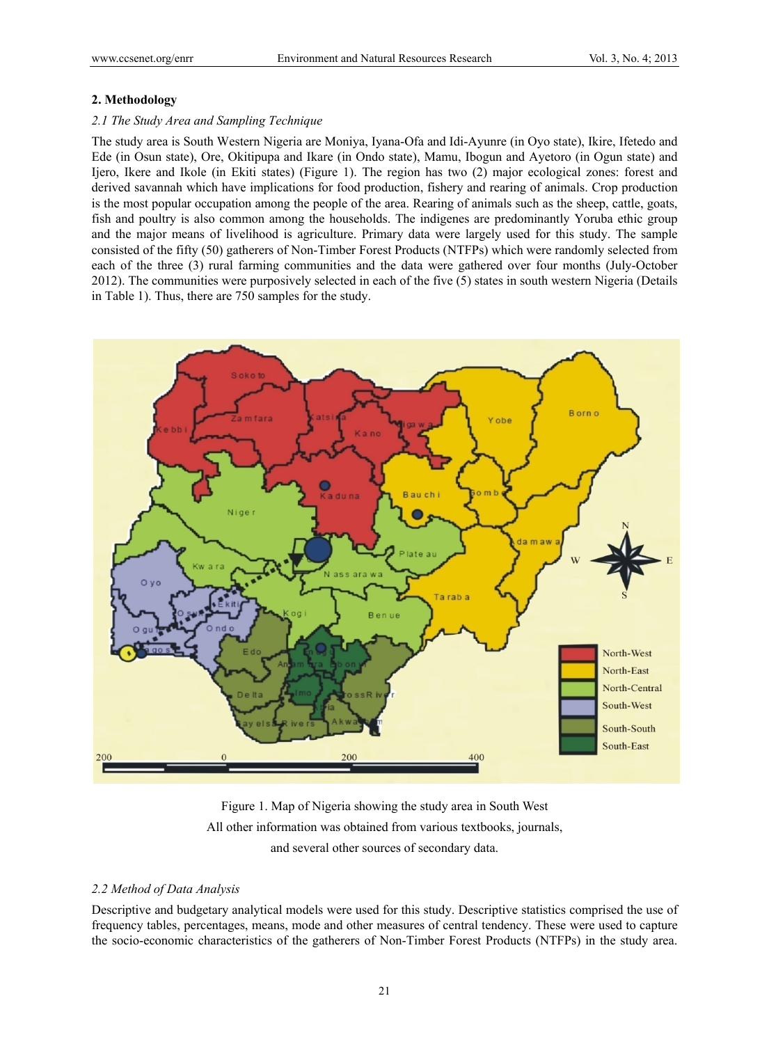## 2. Methodology

### *2.1 The Study Area and Sampling Technique*

The study area is South Western Nigeria are Moniya, Iyana-Ofa and Idi-Ayunre (in Oyo state), Ikire, Ifetedo and Ede (in Osun state), Ore, Okitipupa and Ikare (in Ondo state), Mamu, Ibogun and Ayetoro (in Ogun state) and Ijero, Ikere and Ikole (in Ekiti states) (Figure 1). The region has two (2) major ecological zones: forest and derived savannah which have implications for food production, fishery and rearing of animals. Crop production is the most popular occupation among the people of the area. Rearing of animals such as the sheep, cattle, goats, fish and poultry is also common among the households. The indigenes are predominantly Yoruba ethic group and the major means of livelihood is agriculture. Primary data were largely used for this study. The sample consisted of the fifty (50) gatherers of Non-Timber Forest Products (NTFPs) which were randomly selected from each of the three (3) rural farming communities and the data were gathered over four months (July-October 2012). The communities were purposively selected in each of the five (5) states in south western Nigeria (Details in Table 1). Thus, there are 750 samples for the study.

Figure 1. Map of Nigeria showing the study area in South West

All other information was obtained from various textbooks, journals, and several other sources of secondary data.

### *2.2 Method of Data Analysis*

Descriptive and budgetary analytical models were used for this study. Descriptive statistics comprised the use of frequency tables, percentages, means, mode and other measures of central tendency. These were used to capture the socio-economic characteristics of the gatherers of Non-Timber Forest Products (NTFPs) in the study area.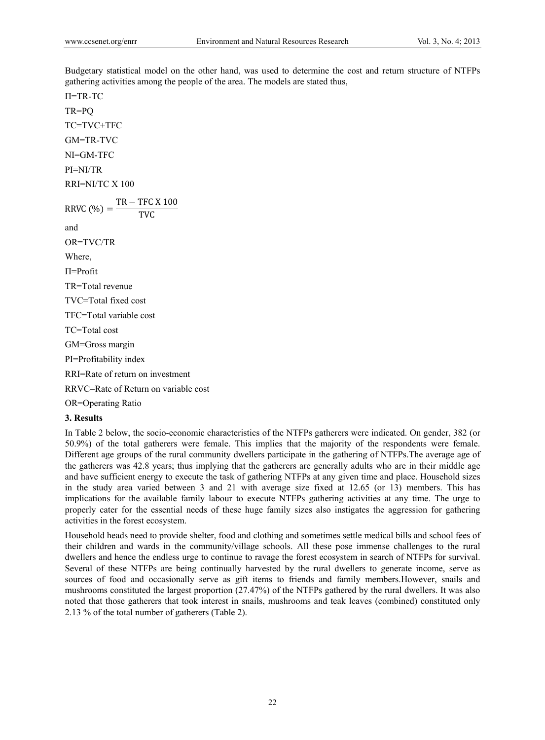Budgetary statistical model on the other hand, was used to determine the cost and return structure of NTFPs gathering activities among the people of the area. The models are stated thus,

$\Pi$=TR-TC

TR=PQ

TC=TVC+TFC

GM=TR-TVC

NI=GM-TFC

PI=NI/TR

RRI=NI/TC X 100

$$\text{RRVC}(\%) = \frac{\text{TR} - \text{TFC X 100}}{\text{TVC}}$$

and

OR=TVC/TR

Where,

$\Pi$=Profit

TR=Total revenue

TVC=Total fixed cost

TFC=Total variable cost

TC=Total cost

GM=Gross margin

PI=Profitability index

RRI=Rate of return on investment

RRVC=Rate of Return on variable cost

OR=Operating Ratio

## 3. Results

In Table 2 below, the socio-economic characteristics of the NTFPs gatherers were indicated. On gender, 382 (or 50.9%) of the total gatherers were female. This implies that the majority of the respondents were female. Different age groups of the rural community dwellers participate in the gathering of NTFPs.The average age of the gatherers was 42.8 years; thus implying that the gatherers are generally adults who are in their middle age and have sufficient energy to execute the task of gathering NTFPs at any given time and place. Household sizes in the study area varied between 3 and 21 with average size fixed at 12.65 (or 13) members. This has implications for the available family labour to execute NTFPs gathering activities at any time. The urge to properly cater for the essential needs of these huge family sizes also instigates the aggression for gathering activities in the forest ecosystem.

Household heads need to provide shelter, food and clothing and sometimes settle medical bills and school fees of their children and wards in the community/village schools. All these pose immense challenges to the rural dwellers and hence the endless urge to continue to ravage the forest ecosystem in search of NTFPs for survival. Several of these NTFPs are being continually harvested by the rural dwellers to generate income, serve as sources of food and occasionally serve as gift items to friends and family members.However, snails and mushrooms constituted the largest proportion (27.47%) of the NTFPs gathered by the rural dwellers. It was also noted that those gatherers that took interest in snails, mushrooms and teak leaves (combined) constituted only 2.13 % of the total number of gatherers (Table 2).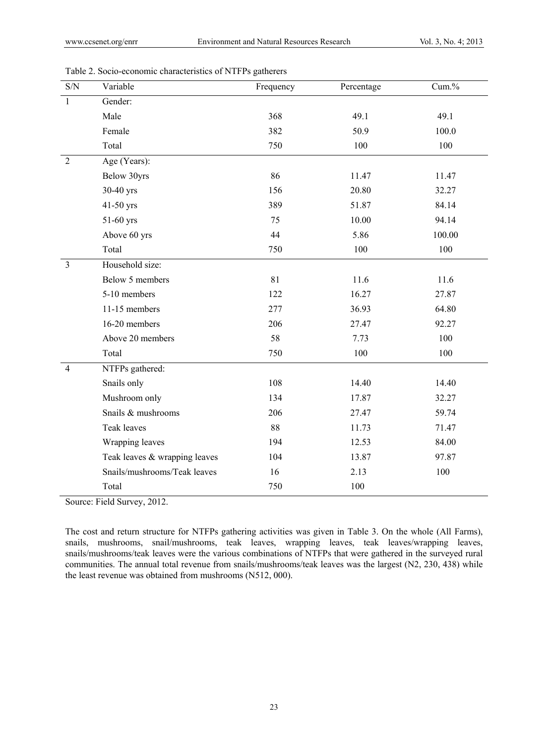Table 2. Socio-economic characteristics of NTFPs gatherers

| S/N | Variable | Frequency | Percentage | Cum.% |
|---|---|---|---|---|
| 1 | Gender: | | | |
| | Male | 368 | 49.1 | 49.1 |
| | Female | 382 | 50.9 | 100.0 |
| | Total | 750 | 100 | 100 |
| 2 | Age (Years): | | | |
| | Below 30yrs | 86 | 11.47 | 11.47 |
| | 30-40 yrs | 156 | 20.80 | 32.27 |
| | 41-50 yrs | 389 | 51.87 | 84.14 |
| | 51-60 yrs | 75 | 10.00 | 94.14 |
| | Above 60 yrs | 44 | 5.86 | 100.00 |
| | Total | 750 | 100 | 100 |
| 3 | Household size: | | | |
| | Below 5 members | 81 | 11.6 | 11.6 |
| | 5-10 members | 122 | 16.27 | 27.87 |
| | 11-15 members | 277 | 36.93 | 64.80 |
| | 16-20 members | 206 | 27.47 | 92.27 |
| | Above 20 members | 58 | 7.73 | 100 |
| | Total | 750 | 100 | 100 |
| 4 | NTFPs gathered: | | | |
| | Snails only | 108 | 14.40 | 14.40 |
| | Mushroom only | 134 | 17.87 | 32.27 |
| | Snails & mushrooms | 206 | 27.47 | 59.74 |
| | Teak leaves | 88 | 11.73 | 71.47 |
| | Wrapping leaves | 194 | 12.53 | 84.00 |
| | Teak leaves & wrapping leaves | 104 | 13.87 | 97.87 |
| | Snails/mushrooms/Teak leaves | 16 | 2.13 | 100 |
| | Total | 750 | 100 | |

Source: Field Survey, 2012.

The cost and return structure for NTFPs gathering activities was given in Table 3. On the whole (All Farms), snails, mushrooms, snail/mushrooms, teak leaves, wrapping leaves, teak leaves/wrapping leaves, snails/mushrooms/teak leaves were the various combinations of NTFPs that were gathered in the surveyed rural communities. The annual total revenue from snails/mushrooms/teak leaves was the largest (N2, 230, 438) while the least revenue was obtained from mushrooms (N512, 000).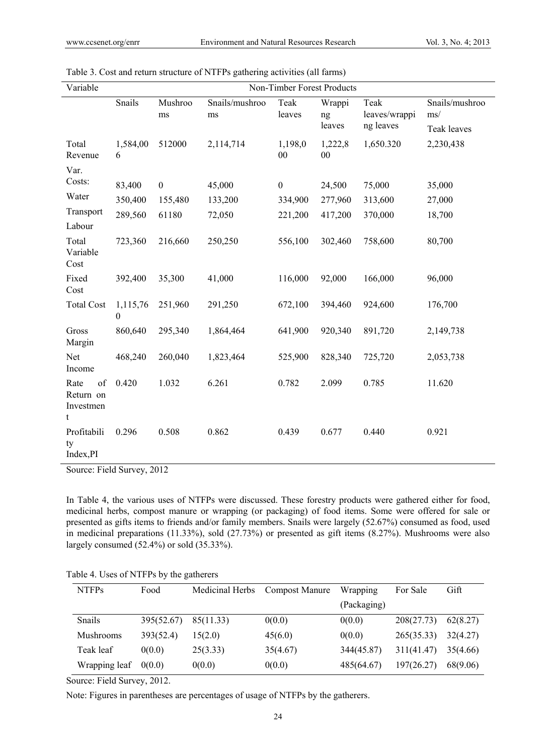Table 3. Cost and return structure of NTFPs gathering activities (all farms)

| Variable | Non-Timber Forest Products | | | | | | |
|---|---|---|---|---|---|---|---|
| | Snails | Mushrooms | Snails/mushrooms | Teak leaves | Wrapping leaves | Teak leaves/wrapping leaves | Snails/mushrooms/ Teak leaves |
| Total Revenue | 1,584,006 | 512000 | 2,114,714 | 1,198,000 | 1,222,800 | 1,650.320 | 2,230,438 |
| Var. Costs: | | | | | | | |
| Water | 83,400 | 0 | 45,000 | 0 | 24,500 | 75,000 | 35,000 |
| Transport | 350,400 | 155,480 | 133,200 | 334,900 | 277,960 | 313,600 | 27,000 |
| Labour | 289,560 | 61180 | 72,050 | 221,200 | 417,200 | 370,000 | 18,700 |
| Total Variable Cost | 723,360 | 216,660 | 250,250 | 556,100 | 302,460 | 758,600 | 80,700 |
| Fixed Cost | 392,400 | 35,300 | 41,000 | 116,000 | 92,000 | 166,000 | 96,000 |
| Total Cost | 1,115,760 | 251,960 | 291,250 | 672,100 | 394,460 | 924,600 | 176,700 |
| Gross Margin | 860,640 | 295,340 | 1,864,464 | 641,900 | 920,340 | 891,720 | 2,149,738 |
| Net Income | 468,240 | 260,040 | 1,823,464 | 525,900 | 828,340 | 725,720 | 2,053,738 |
| Rate of Return on Investment | 0.420 | 1.032 | 6.261 | 0.782 | 2.099 | 0.785 | 11.620 |
| Profitability Index,PI | 0.296 | 0.508 | 0.862 | 0.439 | 0.677 | 0.440 | 0.921 |

Source: Field Survey, 2012

In Table 4, the various uses of NTFPs were discussed. These forestry products were gathered either for food, medicinal herbs, compost manure or wrapping (or packaging) of food items. Some were offered for sale or presented as gifts items to friends and/or family members. Snails were largely (52.67%) consumed as food, used in medicinal preparations (11.33%), sold (27.73%) or presented as gift items (8.27%). Mushrooms were also largely consumed (52.4%) or sold (35.33%).

Table 4. Uses of NTFPs by the gatherers

| NTFPs | Food | Medicinal Herbs | Compost Manure | Wrapping (Packaging) | For Sale | Gift |
|---|---|---|---|---|---|---|
| Snails | 395(52.67) | 85(11.33) | 0(0.0) | 0(0.0) | 208(27.73) | 62(8.27) |
| Mushrooms | 393(52.4) | 15(2.0) | 45(6.0) | 0(0.0) | 265(35.33) | 32(4.27) |
| Teak leaf | 0(0.0) | 25(3.33) | 35(4.67) | 344(45.87) | 311(41.47) | 35(4.66) |
| Wrapping leaf | 0(0.0) | 0(0.0) | 0(0.0) | 485(64.67) | 197(26.27) | 68(9.06) |

Source: Field Survey, 2012.

Note: Figures in parentheses are percentages of usage of NTFPs by the gatherers.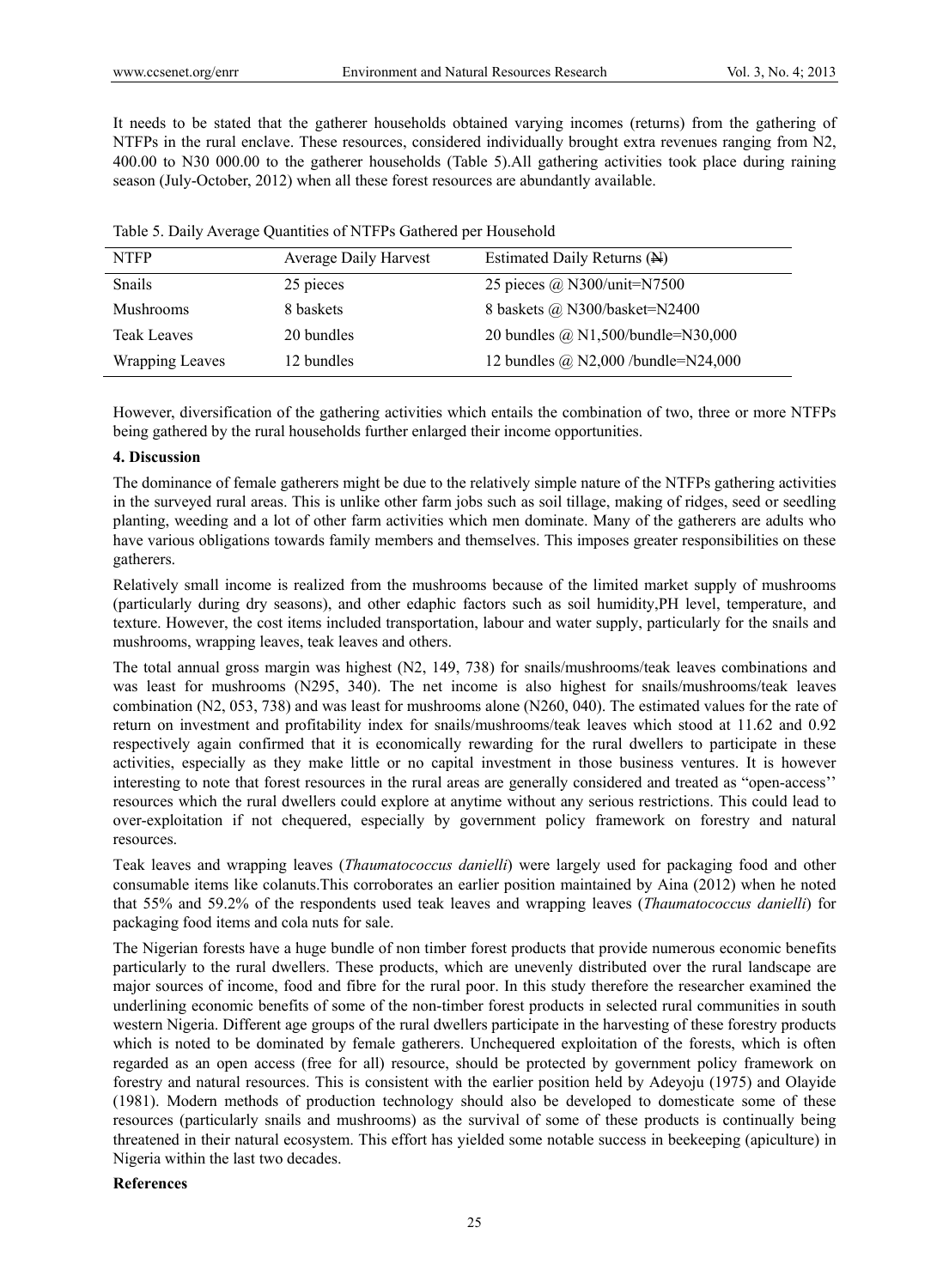It needs to be stated that the gatherer households obtained varying incomes (returns) from the gathering of NTFPs in the rural enclave. These resources, considered individually brought extra revenues ranging from N2, 400.00 to N30 000.00 to the gatherer households (Table 5).All gathering activities took place during raining season (July-October, 2012) when all these forest resources are abundantly available.

Table 5. Daily Average Quantities of NTFPs Gathered per Household

| NTFP | Average Daily Harvest | Estimated Daily Returns (₦) |
|---|---|---|
| Snails | 25 pieces | 25 pieces @ N300/unit=N7500 |
| Mushrooms | 8 baskets | 8 baskets @ N300/basket=N2400 |
| Teak Leaves | 20 bundles | 20 bundles @ N1,500/bundle=N30,000 |
| Wrapping Leaves | 12 bundles | 12 bundles @ N2,000 /bundle=N24,000 |

However, diversification of the gathering activities which entails the combination of two, three or more NTFPs being gathered by the rural households further enlarged their income opportunities.

## 4. Discussion

The dominance of female gatherers might be due to the relatively simple nature of the NTFPs gathering activities in the surveyed rural areas. This is unlike other farm jobs such as soil tillage, making of ridges, seed or seedling planting, weeding and a lot of other farm activities which men dominate. Many of the gatherers are adults who have various obligations towards family members and themselves. This imposes greater responsibilities on these gatherers.

Relatively small income is realized from the mushrooms because of the limited market supply of mushrooms (particularly during dry seasons), and other edaphic factors such as soil humidity,PH level, temperature, and texture. However, the cost items included transportation, labour and water supply, particularly for the snails and mushrooms, wrapping leaves, teak leaves and others.

The total annual gross margin was highest (N2, 149, 738) for snails/mushrooms/teak leaves combinations and was least for mushrooms (N295, 340). The net income is also highest for snails/mushrooms/teak leaves combination (N2, 053, 738) and was least for mushrooms alone (N260, 040). The estimated values for the rate of return on investment and profitability index for snails/mushrooms/teak leaves which stood at 11.62 and 0.92 respectively again confirmed that it is economically rewarding for the rural dwellers to participate in these activities, especially as they make little or no capital investment in those business ventures. It is however interesting to note that forest resources in the rural areas are generally considered and treated as "open-access'' resources which the rural dwellers could explore at anytime without any serious restrictions. This could lead to over-exploitation if not chequered, especially by government policy framework on forestry and natural resources.

Teak leaves and wrapping leaves (*Thaumatococcus danielli*) were largely used for packaging food and other consumable items like colanuts.This corroborates an earlier position maintained by Aina (2012) when he noted that 55% and 59.2% of the respondents used teak leaves and wrapping leaves (*Thaumatococcus danielli*) for packaging food items and cola nuts for sale.

The Nigerian forests have a huge bundle of non timber forest products that provide numerous economic benefits particularly to the rural dwellers. These products, which are unevenly distributed over the rural landscape are major sources of income, food and fibre for the rural poor. In this study therefore the researcher examined the underlining economic benefits of some of the non-timber forest products in selected rural communities in south western Nigeria. Different age groups of the rural dwellers participate in the harvesting of these forestry products which is noted to be dominated by female gatherers. Unchequered exploitation of the forests, which is often regarded as an open access (free for all) resource, should be protected by government policy framework on forestry and natural resources. This is consistent with the earlier position held by Adeyoju (1975) and Olayide (1981). Modern methods of production technology should also be developed to domesticate some of these resources (particularly snails and mushrooms) as the survival of some of these products is continually being threatened in their natural ecosystem. This effort has yielded some notable success in beekeeping (apiculture) in Nigeria within the last two decades.

## References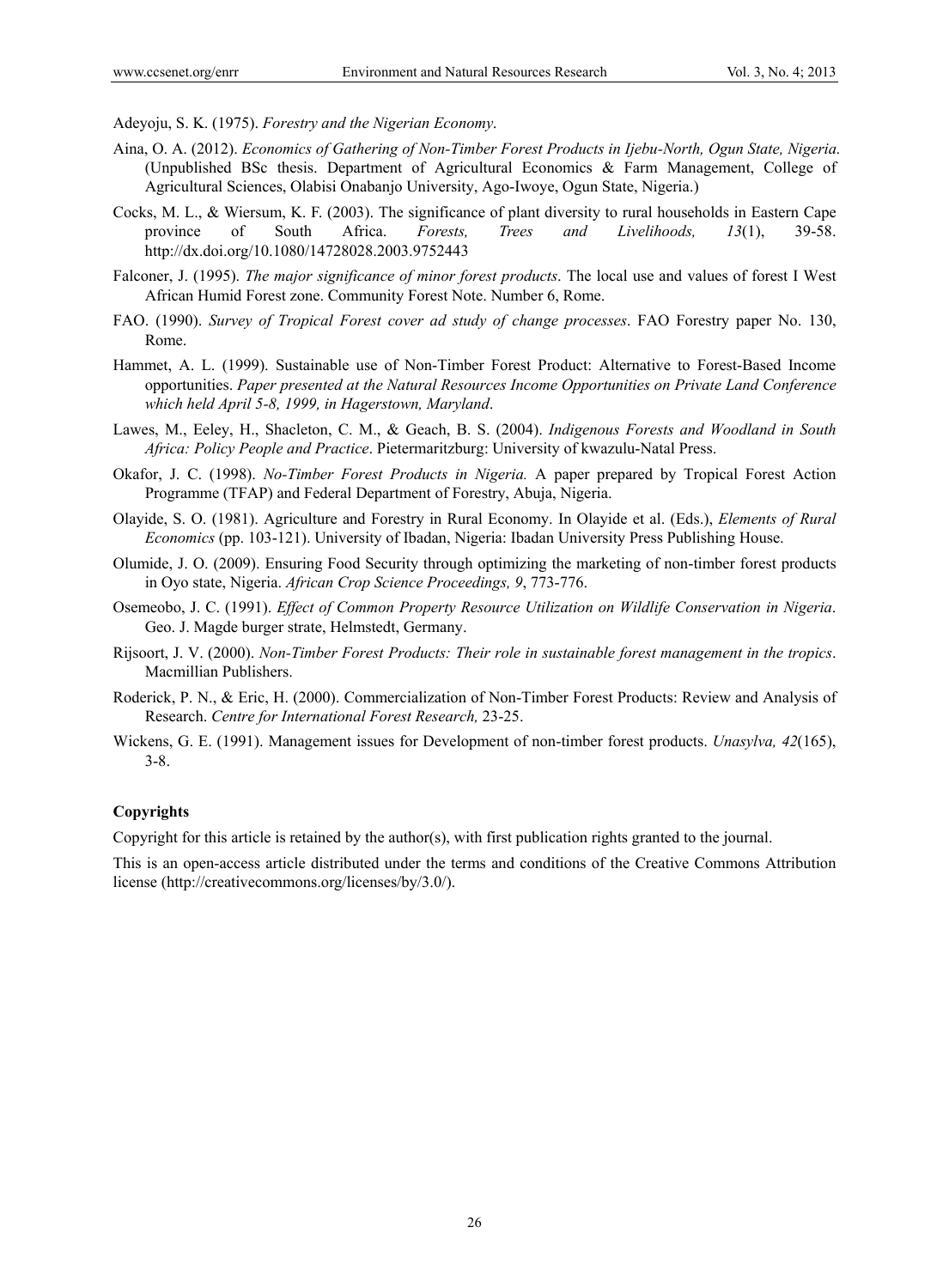Adeyoju, S. K. (1975). *Forestry and the Nigerian Economy*.

Aina, O. A. (2012). *Economics of Gathering of Non-Timber Forest Products in Ijebu-North, Ogun State, Nigeria*. (Unpublished BSc thesis. Department of Agricultural Economics & Farm Management, College of Agricultural Sciences, Olabisi Onabanjo University, Ago-Iwoye, Ogun State, Nigeria.)

Cocks, M. L., & Wiersum, K. F. (2003). The significance of plant diversity to rural households in Eastern Cape province of South Africa. *Forests, Trees and Livelihoods, 13*(1), 39-58. http://dx.doi.org/10.1080/14728028.2003.9752443

Falconer, J. (1995). *The major significance of minor forest products*. The local use and values of forest I West African Humid Forest zone. Community Forest Note. Number 6, Rome.

FAO. (1990). *Survey of Tropical Forest cover ad study of change processes*. FAO Forestry paper No. 130, Rome.

Hammet, A. L. (1999). Sustainable use of Non-Timber Forest Product: Alternative to Forest-Based Income opportunities. *Paper presented at the Natural Resources Income Opportunities on Private Land Conference which held April 5-8, 1999, in Hagerstown, Maryland*.

Lawes, M., Eeley, H., Shacleton, C. M., & Geach, B. S. (2004). *Indigenous Forests and Woodland in South Africa: Policy People and Practice*. Pietermaritzburg: University of kwazulu-Natal Press.

Okafor, J. C. (1998). *No-Timber Forest Products in Nigeria.* A paper prepared by Tropical Forest Action Programme (TFAP) and Federal Department of Forestry, Abuja, Nigeria.

Olayide, S. O. (1981). Agriculture and Forestry in Rural Economy. In Olayide et al. (Eds.), *Elements of Rural Economics* (pp. 103-121). University of Ibadan, Nigeria: Ibadan University Press Publishing House.

Olumide, J. O. (2009). Ensuring Food Security through optimizing the marketing of non-timber forest products in Oyo state, Nigeria. *African Crop Science Proceedings, 9*, 773-776.

Osemeobo, J. C. (1991). *Effect of Common Property Resource Utilization on Wildlife Conservation in Nigeria*. Geo. J. Magde burger strate, Helmstedt, Germany.

Rijsoort, J. V. (2000). *Non-Timber Forest Products: Their role in sustainable forest management in the tropics*. Macmillian Publishers.

Roderick, P. N., & Eric, H. (2000). Commercialization of Non-Timber Forest Products: Review and Analysis of Research. *Centre for International Forest Research,* 23-25.

Wickens, G. E. (1991). Management issues for Development of non-timber forest products. *Unasylva, 42*(165), 3-8.

**Copyrights**

Copyright for this article is retained by the author(s), with first publication rights granted to the journal.

This is an open-access article distributed under the terms and conditions of the Creative Commons Attribution license (http://creativecommons.org/licenses/by/3.0/).